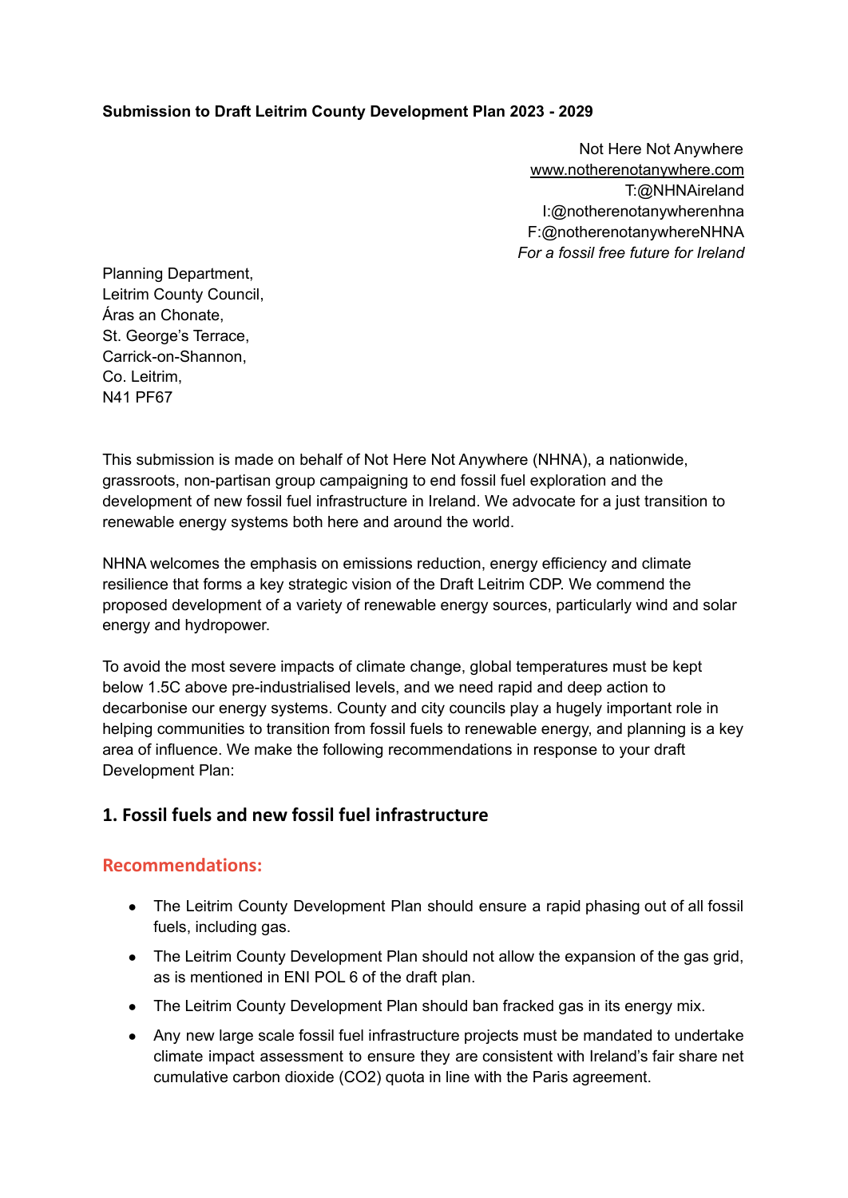**Submission to Draft Leitrim County Development Plan 2023 - 2029**

Not Here Not Anywhere
www.notherenotanywhere.com
T:@NHNAireland
I:@notherenotanywherenhna
F:@notherenotanywhereNHNA
*For a fossil free future for Ireland*

Planning Department,
Leitrim County Council,
Áras an Chonate,
St. George's Terrace,
Carrick-on-Shannon,
Co. Leitrim,
N41 PF67

This submission is made on behalf of Not Here Not Anywhere (NHNA), a nationwide, grassroots, non-partisan group campaigning to end fossil fuel exploration and the development of new fossil fuel infrastructure in Ireland. We advocate for a just transition to renewable energy systems both here and around the world.

NHNA welcomes the emphasis on emissions reduction, energy efficiency and climate resilience that forms a key strategic vision of the Draft Leitrim CDP. We commend the proposed development of a variety of renewable energy sources, particularly wind and solar energy and hydropower.

To avoid the most severe impacts of climate change, global temperatures must be kept below 1.5C above pre-industrialised levels, and we need rapid and deep action to decarbonise our energy systems. County and city councils play a hugely important role in helping communities to transition from fossil fuels to renewable energy, and planning is a key area of influence. We make the following recommendations in response to your draft Development Plan:

## 1. Fossil fuels and new fossil fuel infrastructure

### Recommendations:

- The Leitrim County Development Plan should ensure a rapid phasing out of all fossil fuels, including gas.
- The Leitrim County Development Plan should not allow the expansion of the gas grid, as is mentioned in ENI POL 6 of the draft plan.
- The Leitrim County Development Plan should ban fracked gas in its energy mix.
- Any new large scale fossil fuel infrastructure projects must be mandated to undertake climate impact assessment to ensure they are consistent with Ireland's fair share net cumulative carbon dioxide ($CO_2$) quota in line with the Paris agreement.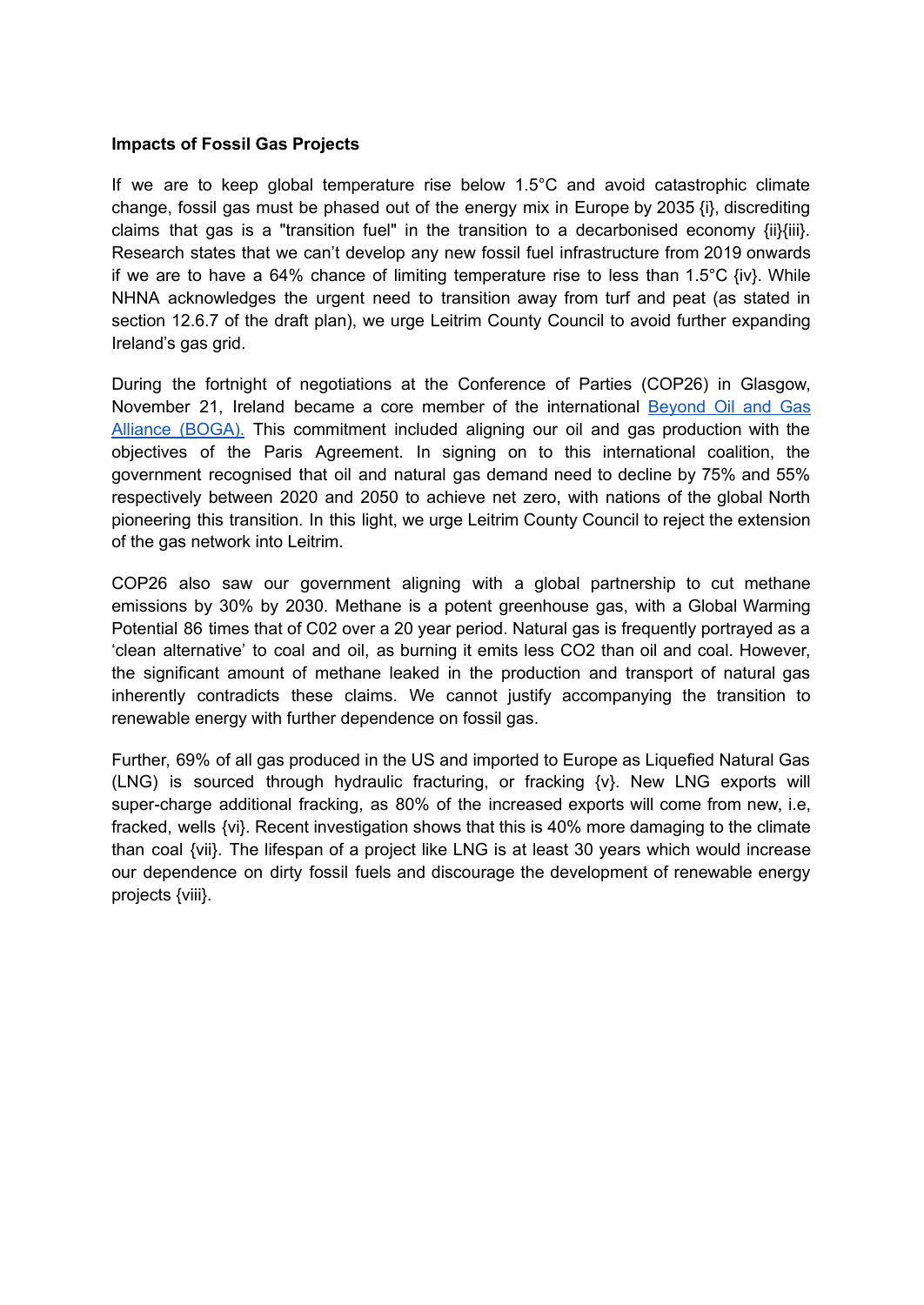**Impacts of Fossil Gas Projects**

If we are to keep global temperature rise below 1.5°C and avoid catastrophic climate change, fossil gas must be phased out of the energy mix in Europe by 2035 {i}, discrediting claims that gas is a "transition fuel" in the transition to a decarbonised economy {ii}{iii}. Research states that we can't develop any new fossil fuel infrastructure from 2019 onwards if we are to have a 64% chance of limiting temperature rise to less than 1.5°C {iv}. While NHNA acknowledges the urgent need to transition away from turf and peat (as stated in section 12.6.7 of the draft plan), we urge Leitrim County Council to avoid further expanding Ireland's gas grid.

During the fortnight of negotiations at the Conference of Parties (COP26) in Glasgow, November 21, Ireland became a core member of the international [Beyond Oil and Gas Alliance (BOGA).](#) This commitment included aligning our oil and gas production with the objectives of the Paris Agreement. In signing on to this international coalition, the government recognised that oil and natural gas demand need to decline by 75% and 55% respectively between 2020 and 2050 to achieve net zero, with nations of the global North pioneering this transition. In this light, we urge Leitrim County Council to reject the extension of the gas network into Leitrim.

COP26 also saw our government aligning with a global partnership to cut methane emissions by 30% by 2030. Methane is a potent greenhouse gas, with a Global Warming Potential 86 times that of C02 over a 20 year period. Natural gas is frequently portrayed as a 'clean alternative' to coal and oil, as burning it emits less CO2 than oil and coal. However, the significant amount of methane leaked in the production and transport of natural gas inherently contradicts these claims. We cannot justify accompanying the transition to renewable energy with further dependence on fossil gas.

Further, 69% of all gas produced in the US and imported to Europe as Liquefied Natural Gas (LNG) is sourced through hydraulic fracturing, or fracking {v}. New LNG exports will super-charge additional fracking, as 80% of the increased exports will come from new, i.e, fracked, wells {vi}. Recent investigation shows that this is 40% more damaging to the climate than coal {vii}. The lifespan of a project like LNG is at least 30 years which would increase our dependence on dirty fossil fuels and discourage the development of renewable energy projects {viii}.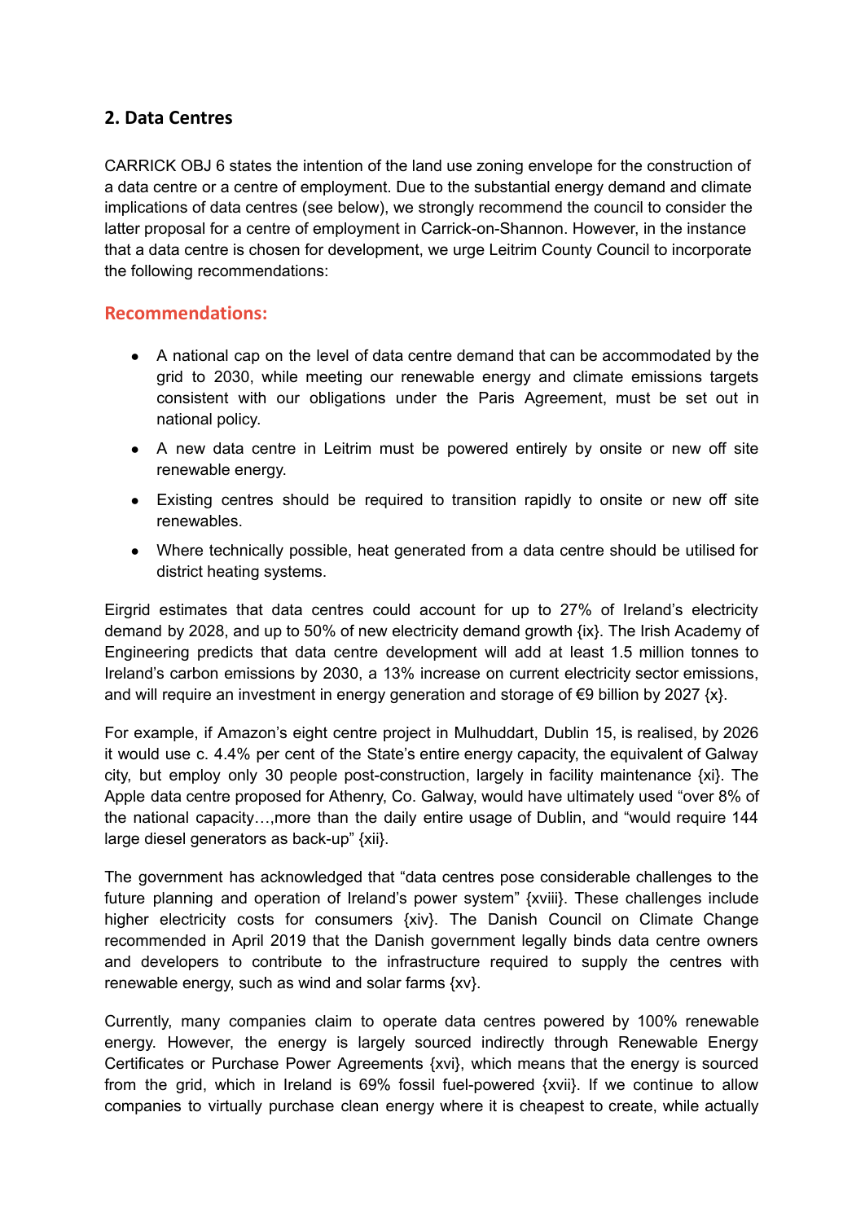## 2. Data Centres

CARRICK OBJ 6 states the intention of the land use zoning envelope for the construction of a data centre or a centre of employment. Due to the substantial energy demand and climate implications of data centres (see below), we strongly recommend the council to consider the latter proposal for a centre of employment in Carrick-on-Shannon. However, in the instance that a data centre is chosen for development, we urge Leitrim County Council to incorporate the following recommendations:

### Recommendations:

- A national cap on the level of data centre demand that can be accommodated by the grid to 2030, while meeting our renewable energy and climate emissions targets consistent with our obligations under the Paris Agreement, must be set out in national policy.
- A new data centre in Leitrim must be powered entirely by onsite or new off site renewable energy.
- Existing centres should be required to transition rapidly to onsite or new off site renewables.
- Where technically possible, heat generated from a data centre should be utilised for district heating systems.

Eirgrid estimates that data centres could account for up to 27% of Ireland's electricity demand by 2028, and up to 50% of new electricity demand growth {ix}. The Irish Academy of Engineering predicts that data centre development will add at least 1.5 million tonnes to Ireland's carbon emissions by 2030, a 13% increase on current electricity sector emissions, and will require an investment in energy generation and storage of €9 billion by 2027 {x}.

For example, if Amazon's eight centre project in Mulhuddart, Dublin 15, is realised, by 2026 it would use c. 4.4% per cent of the State's entire energy capacity, the equivalent of Galway city, but employ only 30 people post-construction, largely in facility maintenance {xi}. The Apple data centre proposed for Athenry, Co. Galway, would have ultimately used "over 8% of the national capacity…,more than the daily entire usage of Dublin, and "would require 144 large diesel generators as back-up" {xii}.

The government has acknowledged that "data centres pose considerable challenges to the future planning and operation of Ireland's power system" {xviii}. These challenges include higher electricity costs for consumers {xiv}. The Danish Council on Climate Change recommended in April 2019 that the Danish government legally binds data centre owners and developers to contribute to the infrastructure required to supply the centres with renewable energy, such as wind and solar farms {xv}.

Currently, many companies claim to operate data centres powered by 100% renewable energy. However, the energy is largely sourced indirectly through Renewable Energy Certificates or Purchase Power Agreements {xvi}, which means that the energy is sourced from the grid, which in Ireland is 69% fossil fuel-powered {xvii}. If we continue to allow companies to virtually purchase clean energy where it is cheapest to create, while actually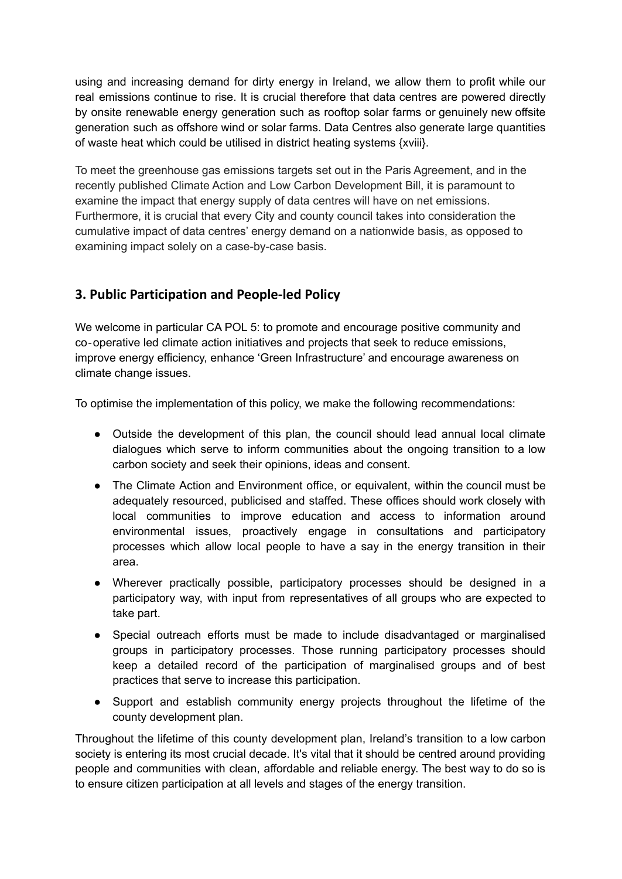using and increasing demand for dirty energy in Ireland, we allow them to profit while our real emissions continue to rise. It is crucial therefore that data centres are powered directly by onsite renewable energy generation such as rooftop solar farms or genuinely new offsite generation such as offshore wind or solar farms. Data Centres also generate large quantities of waste heat which could be utilised in district heating systems {xviii}.

To meet the greenhouse gas emissions targets set out in the Paris Agreement, and in the recently published Climate Action and Low Carbon Development Bill, it is paramount to examine the impact that energy supply of data centres will have on net emissions. Furthermore, it is crucial that every City and county council takes into consideration the cumulative impact of data centres' energy demand on a nationwide basis, as opposed to examining impact solely on a case-by-case basis.

## 3. Public Participation and People-led Policy

We welcome in particular CA POL 5: to promote and encourage positive community and co-operative led climate action initiatives and projects that seek to reduce emissions, improve energy efficiency, enhance 'Green Infrastructure' and encourage awareness on climate change issues.

To optimise the implementation of this policy, we make the following recommendations:

- Outside the development of this plan, the council should lead annual local climate dialogues which serve to inform communities about the ongoing transition to a low carbon society and seek their opinions, ideas and consent.
- The Climate Action and Environment office, or equivalent, within the council must be adequately resourced, publicised and staffed. These offices should work closely with local communities to improve education and access to information around environmental issues, proactively engage in consultations and participatory processes which allow local people to have a say in the energy transition in their area.
- Wherever practically possible, participatory processes should be designed in a participatory way, with input from representatives of all groups who are expected to take part.
- Special outreach efforts must be made to include disadvantaged or marginalised groups in participatory processes. Those running participatory processes should keep a detailed record of the participation of marginalised groups and of best practices that serve to increase this participation.
- Support and establish community energy projects throughout the lifetime of the county development plan.

Throughout the lifetime of this county development plan, Ireland's transition to a low carbon society is entering its most crucial decade. It's vital that it should be centred around providing people and communities with clean, affordable and reliable energy. The best way to do so is to ensure citizen participation at all levels and stages of the energy transition.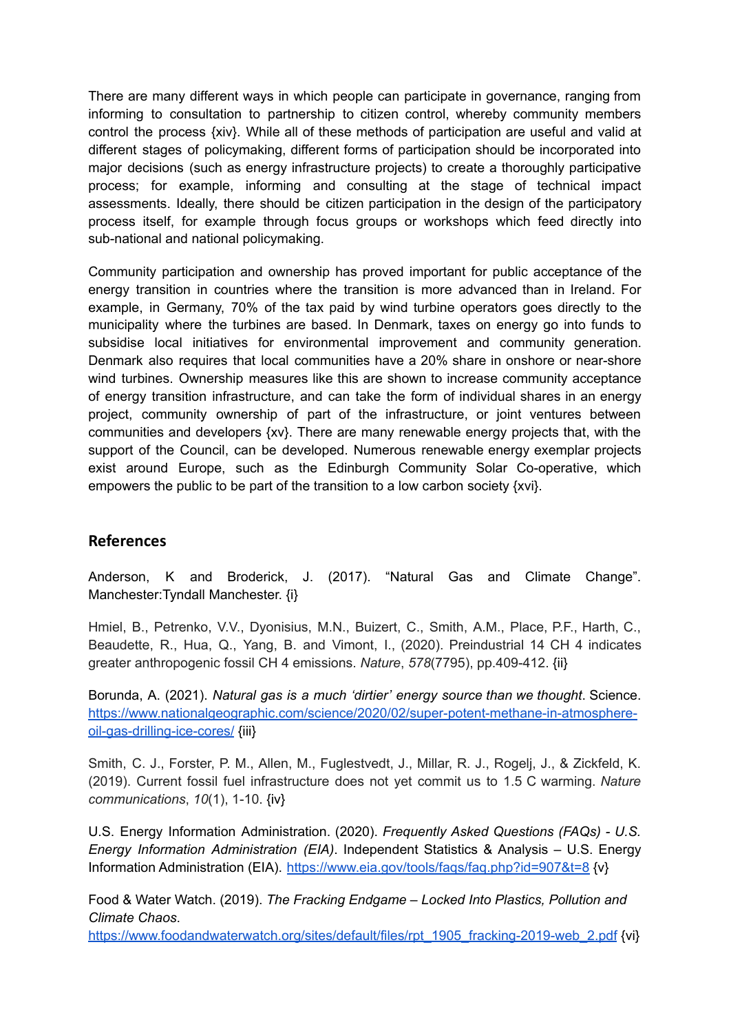There are many different ways in which people can participate in governance, ranging from informing to consultation to partnership to citizen control, whereby community members control the process {xiv}. While all of these methods of participation are useful and valid at different stages of policymaking, different forms of participation should be incorporated into major decisions (such as energy infrastructure projects) to create a thoroughly participative process; for example, informing and consulting at the stage of technical impact assessments. Ideally, there should be citizen participation in the design of the participatory process itself, for example through focus groups or workshops which feed directly into sub-national and national policymaking.

Community participation and ownership has proved important for public acceptance of the energy transition in countries where the transition is more advanced than in Ireland. For example, in Germany, 70% of the tax paid by wind turbine operators goes directly to the municipality where the turbines are based. In Denmark, taxes on energy go into funds to subsidise local initiatives for environmental improvement and community generation. Denmark also requires that local communities have a 20% share in onshore or near-shore wind turbines. Ownership measures like this are shown to increase community acceptance of energy transition infrastructure, and can take the form of individual shares in an energy project, community ownership of part of the infrastructure, or joint ventures between communities and developers {xv}. There are many renewable energy projects that, with the support of the Council, can be developed. Numerous renewable energy exemplar projects exist around Europe, such as the Edinburgh Community Solar Co-operative, which empowers the public to be part of the transition to a low carbon society {xvi}.

## References

Anderson, K and Broderick, J. (2017). "Natural Gas and Climate Change". Manchester:Tyndall Manchester. {i}

Hmiel, B., Petrenko, V.V., Dyonisius, M.N., Buizert, C., Smith, A.M., Place, P.F., Harth, C., Beaudette, R., Hua, Q., Yang, B. and Vimont, I., (2020). Preindustrial 14 CH 4 indicates greater anthropogenic fossil CH 4 emissions. *Nature*, *578*(7795), pp.409-412. {ii}

Borunda, A. (2021). *Natural gas is a much 'dirtier' energy source than we thought*. Science. https://www.nationalgeographic.com/science/2020/02/super-potent-methane-in-atmosphere-oil-gas-drilling-ice-cores/ {iii}

Smith, C. J., Forster, P. M., Allen, M., Fuglestvedt, J., Millar, R. J., Rogelj, J., & Zickfeld, K. (2019). Current fossil fuel infrastructure does not yet commit us to 1.5 C warming. *Nature communications*, *10*(1), 1-10. {iv}

U.S. Energy Information Administration. (2020). *Frequently Asked Questions (FAQs) - U.S. Energy Information Administration (EIA)*. Independent Statistics & Analysis – U.S. Energy Information Administration (EIA). https://www.eia.gov/tools/faqs/faq.php?id=907&t=8 {v}

Food & Water Watch. (2019). *The Fracking Endgame – Locked Into Plastics, Pollution and Climate Chaos*. https://www.foodandwaterwatch.org/sites/default/files/rpt_1905_fracking-2019-web_2.pdf {vi}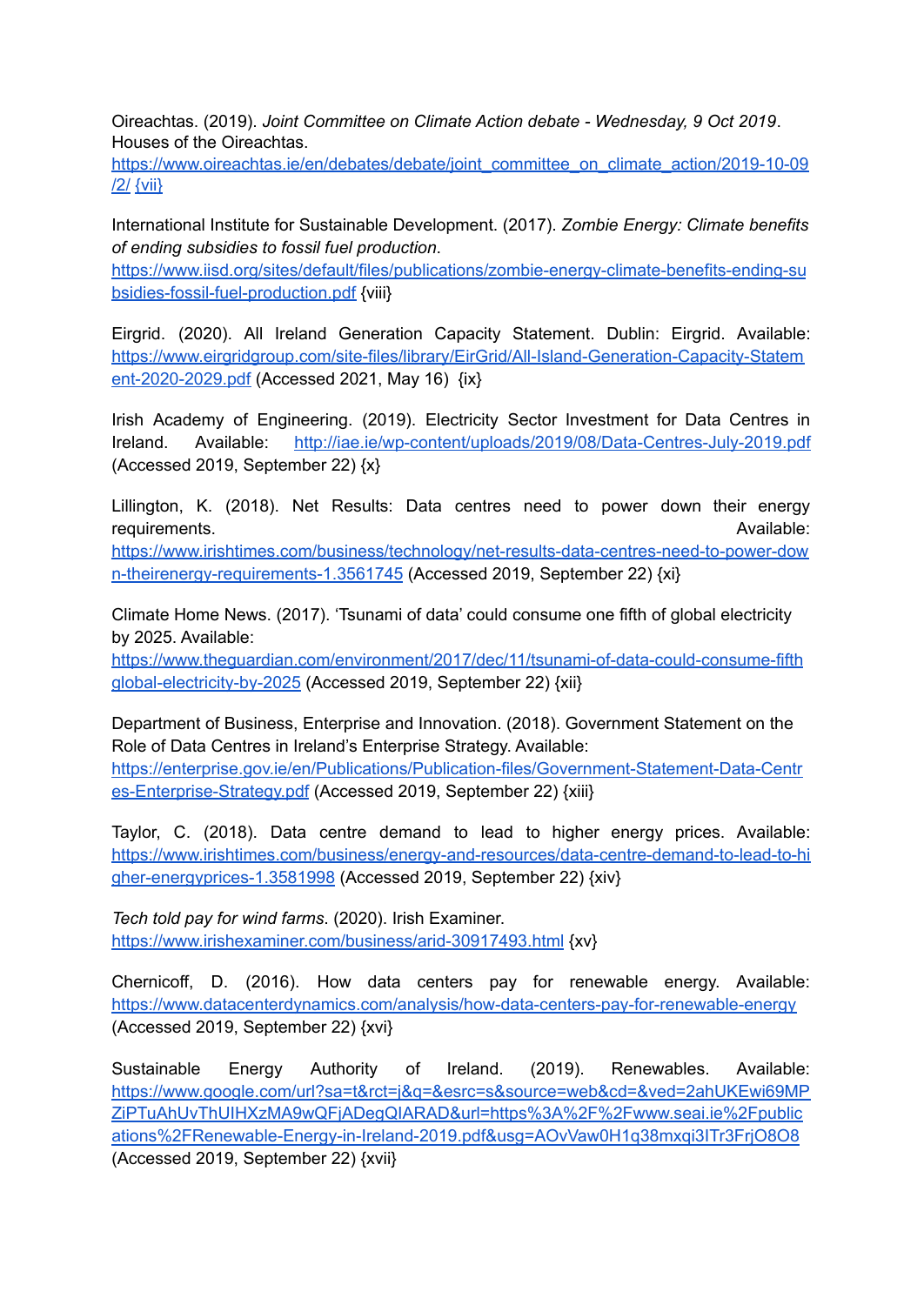Oireachtas. (2019). *Joint Committee on Climate Action debate - Wednesday, 9 Oct 2019*. Houses of the Oireachtas.
https://www.oireachtas.ie/en/debates/debate/joint_committee_on_climate_action/2019-10-09/2/ {vii}

International Institute for Sustainable Development. (2017). *Zombie Energy: Climate benefits of ending subsidies to fossil fuel production.*
https://www.iisd.org/sites/default/files/publications/zombie-energy-climate-benefits-ending-subsidies-fossil-fuel-production.pdf {viii}

Eirgrid. (2020). All Ireland Generation Capacity Statement. Dublin: Eirgrid. Available: https://www.eirgridgroup.com/site-files/library/EirGrid/All-Island-Generation-Capacity-Statement-2020-2029.pdf (Accessed 2021, May 16) {ix}

Irish Academy of Engineering. (2019). Electricity Sector Investment for Data Centres in Ireland. Available: http://iae.ie/wp-content/uploads/2019/08/Data-Centres-July-2019.pdf (Accessed 2019, September 22) {x}

Lillington, K. (2018). Net Results: Data centres need to power down their energy requirements. Available: https://www.irishtimes.com/business/technology/net-results-data-centres-need-to-power-down-theirenergy-requirements-1.3561745 (Accessed 2019, September 22) {xi}

Climate Home News. (2017). 'Tsunami of data' could consume one fifth of global electricity by 2025. Available:
https://www.theguardian.com/environment/2017/dec/11/tsunami-of-data-could-consume-fifth global-electricity-by-2025 (Accessed 2019, September 22) {xii}

Department of Business, Enterprise and Innovation. (2018). Government Statement on the Role of Data Centres in Ireland's Enterprise Strategy. Available:
https://enterprise.gov.ie/en/Publications/Publication-files/Government-Statement-Data-Centres-Enterprise-Strategy.pdf (Accessed 2019, September 22) {xiii}

Taylor, C. (2018). Data centre demand to lead to higher energy prices. Available: https://www.irishtimes.com/business/energy-and-resources/data-centre-demand-to-lead-to-higher-energyprices-1.3581998 (Accessed 2019, September 22) {xiv}

*Tech told pay for wind farms*. (2020). Irish Examiner.
https://www.irishexaminer.com/business/arid-30917493.html {xv}

Chernicoff, D. (2016). How data centers pay for renewable energy. Available: https://www.datacenterdynamics.com/analysis/how-data-centers-pay-for-renewable-energy (Accessed 2019, September 22) {xvi}

Sustainable Energy Authority of Ireland. (2019). Renewables. Available: https://www.google.com/url?sa=t&rct=j&q=&esrc=s&source=web&cd=&ved=2ahUKEwi69MPZiPTuAhUvThUIHXzMA9wQFjADegQIARAD&url=https%3A%2F%2Fwww.seai.ie%2Fpublications%2FRenewable-Energy-in-Ireland-2019.pdf&usg=AOvVaw0H1q38mxqi3ITr3FrjO8O8 (Accessed 2019, September 22) {xvii}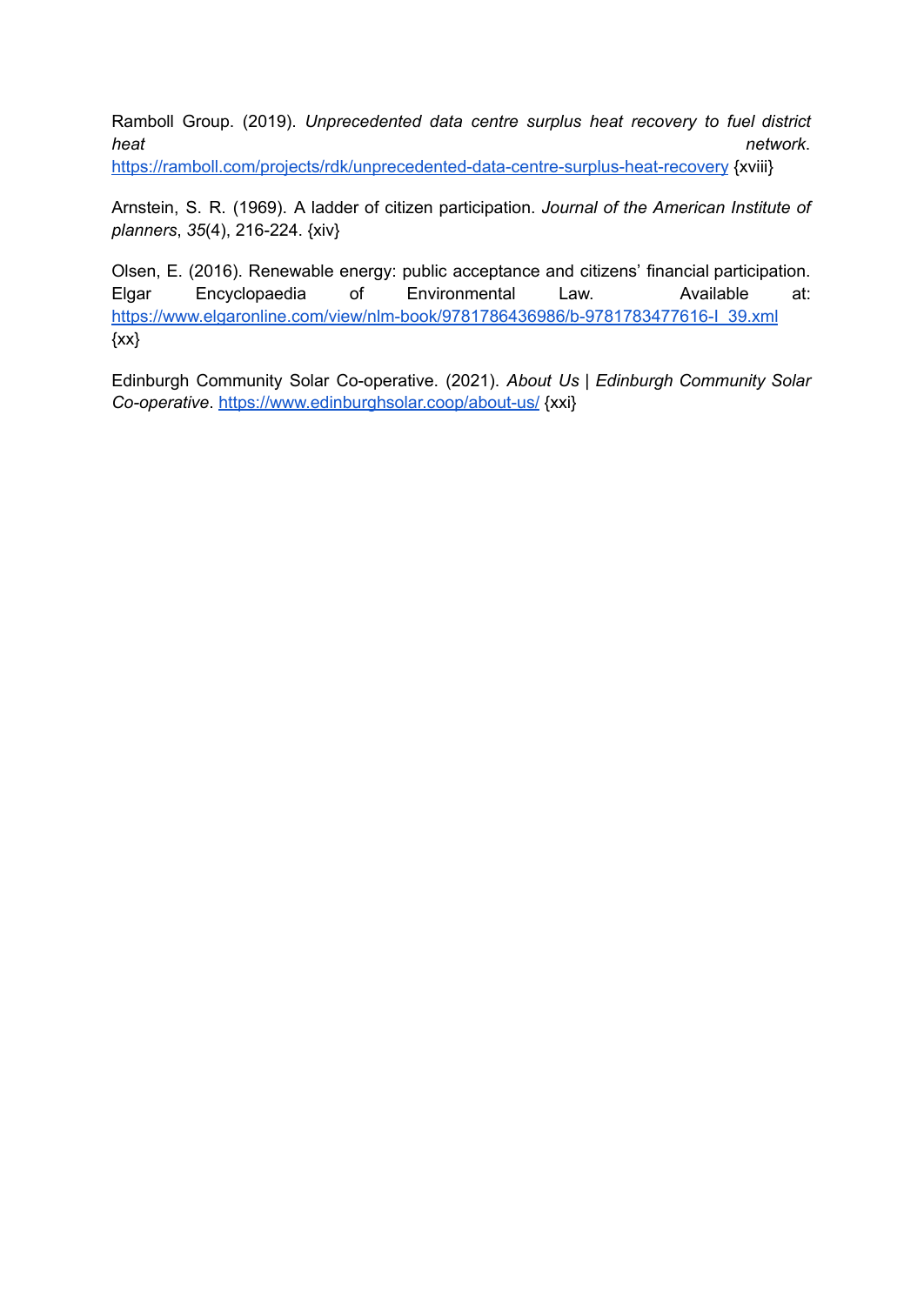Ramboll Group. (2019). *Unprecedented data centre surplus heat recovery to fuel district heat network*. https://ramboll.com/projects/rdk/unprecedented-data-centre-surplus-heat-recovery {xviii}

Arnstein, S. R. (1969). A ladder of citizen participation. *Journal of the American Institute of planners*, *35*(4), 216-224. {xiv}

Olsen, E. (2016). Renewable energy: public acceptance and citizens' financial participation. Elgar Encyclopaedia of Environmental Law. Available at: https://www.elgaronline.com/view/nlm-book/9781786436986/b-9781783477616-I_39.xml {xx}

Edinburgh Community Solar Co-operative. (2021). *About Us | Edinburgh Community Solar Co-operative*. https://www.edinburghsolar.coop/about-us/ {xxi}